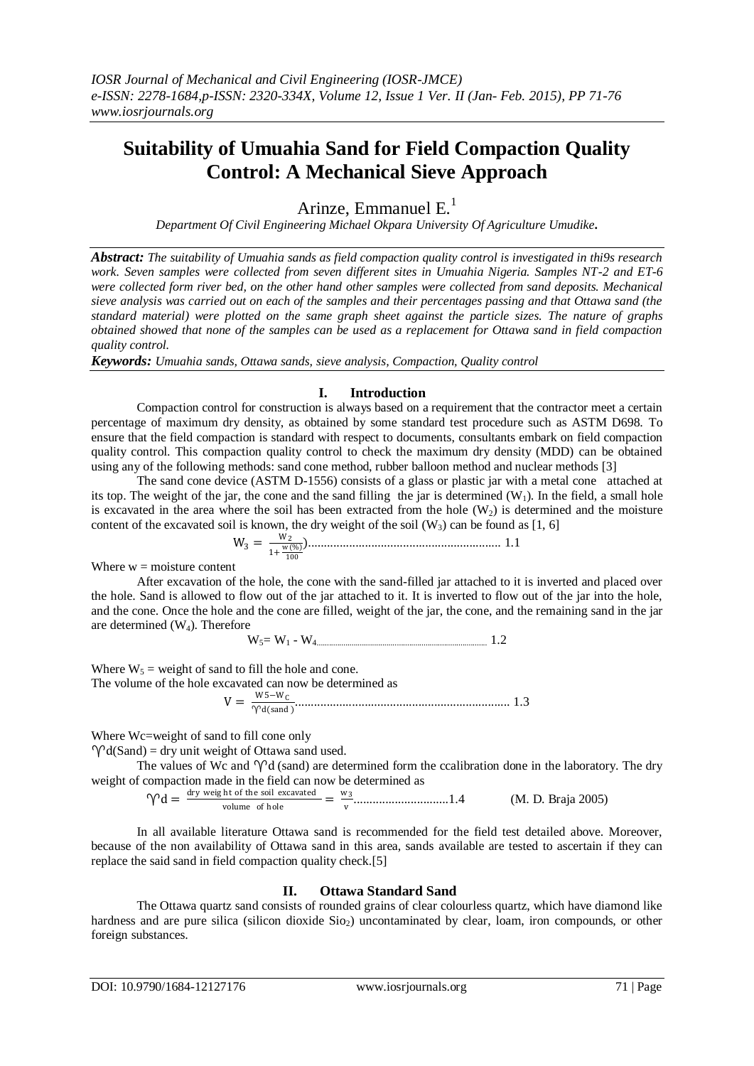# Suitability of Umuahia Sand for Field Compaction Quality Control: A Mechanical Sieve Approach

Arinze, Emmanuel E.[1]

*Department Of Civil Engineering Michael Okpara University Of Agriculture Umudike.*

***Abstract:*** *The suitability of Umuahia sands as field compaction quality control is investigated in thi9s research work. Seven samples were collected from seven different sites in Umuahia Nigeria. Samples NT-2 and ET-6 were collected form river bed, on the other hand other samples were collected from sand deposits. Mechanical sieve analysis was carried out on each of the samples and their percentages passing and that Ottawa sand (the standard material) were plotted on the same graph sheet against the particle sizes. The nature of graphs obtained showed that none of the samples can be used as a replacement for Ottawa sand in field compaction quality control.*

***Keywords:*** *Umuahia sands, Ottawa sands, sieve analysis, Compaction, Quality control*

## I. Introduction

Compaction control for construction is always based on a requirement that the contractor meet a certain percentage of maximum dry density, as obtained by some standard test procedure such as ASTM D698. To ensure that the field compaction is standard with respect to documents, consultants embark on field compaction quality control. This compaction quality control to check the maximum dry density (MDD) can be obtained using any of the following methods: sand cone method, rubber balloon method and nuclear methods [3]

The sand cone device (ASTM D-1556) consists of a glass or plastic jar with a metal cone attached at its top. The weight of the jar, the cone and the sand filling the jar is determined ($W_1$). In the field, a small hole is excavated in the area where the soil has been extracted from the hole ($W_2$) is determined and the moisture content of the excavated soil is known, the dry weight of the soil ($W_3$) can be found as [1, 6]

$$W_3 = \frac{W_2}{1+\frac{w(\%)}{100}}) \text{.............................................................. } 1.1$$

Where w = moisture content

After excavation of the hole, the cone with the sand-filled jar attached to it is inverted and placed over the hole. Sand is allowed to flow out of the jar attached to it. It is inverted to flow out of the jar into the hole, and the cone. Once the hole and the cone are filled, weight of the jar, the cone, and the remaining sand in the jar are determined ($W_4$). Therefore

$$W_5 = W_1 - W_4 \text{...................................... } 1.2$$

Where $W_5$ = weight of sand to fill the hole and cone.

The volume of the hole excavated can now be determined as

$$V = \frac{W5 - W_C}{\gamma d(\text{sand})} \text{.................................................................... } 1.3$$

Where Wc=weight of sand to fill cone only

$\gamma d(\text{Sand})$ = dry unit weight of Ottawa sand used.

The values of Wc and $\gamma d$ (sand) are determined form the ccalibration done in the laboratory. The dry weight of compaction made in the field can now be determined as

$$\gamma d = \frac{\text{dry weight of the soil excavated}}{\text{volume of hole}} = \frac{w_3}{v} \text{..............................} 1.4 \qquad \text{(M. D. Braja 2005)}$$

In all available literature Ottawa sand is recommended for the field test detailed above. Moreover, because of the non availability of Ottawa sand in this area, sands available are tested to ascertain if they can replace the said sand in field compaction quality check.[5]

## II. Ottawa Standard Sand

The Ottawa quartz sand consists of rounded grains of clear colourless quartz, which have diamond like hardness and are pure silica (silicon dioxide $Sio_2$) uncontaminated by clear, loam, iron compounds, or other foreign substances.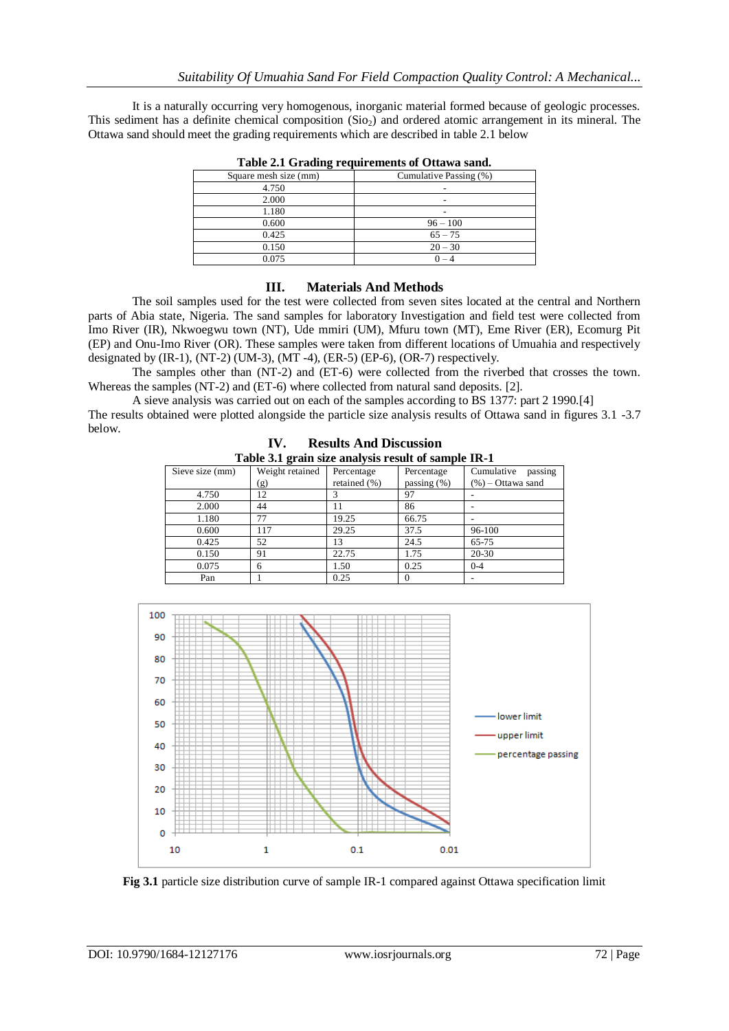It is a naturally occurring very homogenous, inorganic material formed because of geologic processes. This sediment has a definite chemical composition ($SiO_2$) and ordered atomic arrangement in its mineral. The Ottawa sand should meet the grading requirements which are described in table 2.1 below

**Table 2.1 Grading requirements of Ottawa sand.**

| Square mesh size (mm) | Cumulative Passing (%) |
|---|---|
| 4.750 | - |
| 2.000 | - |
| 1.180 | - |
| 0.600 | 96 – 100 |
| 0.425 | 65 – 75 |
| 0.150 | 20 – 30 |
| 0.075 | 0 – 4 |

## III. Materials And Methods

The soil samples used for the test were collected from seven sites located at the central and Northern parts of Abia state, Nigeria. The sand samples for laboratory Investigation and field test were collected from Imo River (IR), Nkwoegwu town (NT), Ude mmiri (UM), Mfuru town (MT), Eme River (ER), Ecomurg Pit (EP) and Onu-Imo River (OR). These samples were taken from different locations of Umuahia and respectively designated by (IR-1), (NT-2) (UM-3), (MT -4), (ER-5) (EP-6), (OR-7) respectively.

The samples other than (NT-2) and (ET-6) were collected from the riverbed that crosses the town. Whereas the samples (NT-2) and (ET-6) where collected from natural sand deposits. [2].

A sieve analysis was carried out on each of the samples according to BS 1377: part 2 1990.[4]

The results obtained were plotted alongside the particle size analysis results of Ottawa sand in figures 3.1 -3.7 below.

## IV. Results And Discussion

**Table 3.1 grain size analysis result of sample IR-1**

| Sieve size (mm) | Weight retained (g) | Percentage retained (%) | Percentage passing (%) | Cumulative passing (%) – Ottawa sand |
|---|---|---|---|---|
| 4.750 | 12 | 3 | 97 | - |
| 2.000 | 44 | 11 | 86 | - |
| 1.180 | 77 | 19.25 | 66.75 | - |
| 0.600 | 117 | 29.25 | 37.5 | 96-100 |
| 0.425 | 52 | 13 | 24.5 | 65-75 |
| 0.150 | 91 | 22.75 | 1.75 | 20-30 |
| 0.075 | 6 | 1.50 | 0.25 | 0-4 |
| Pan | 1 | 0.25 | 0 | - |

**Fig 3.1** particle size distribution curve of sample IR-1 compared against Ottawa specification limit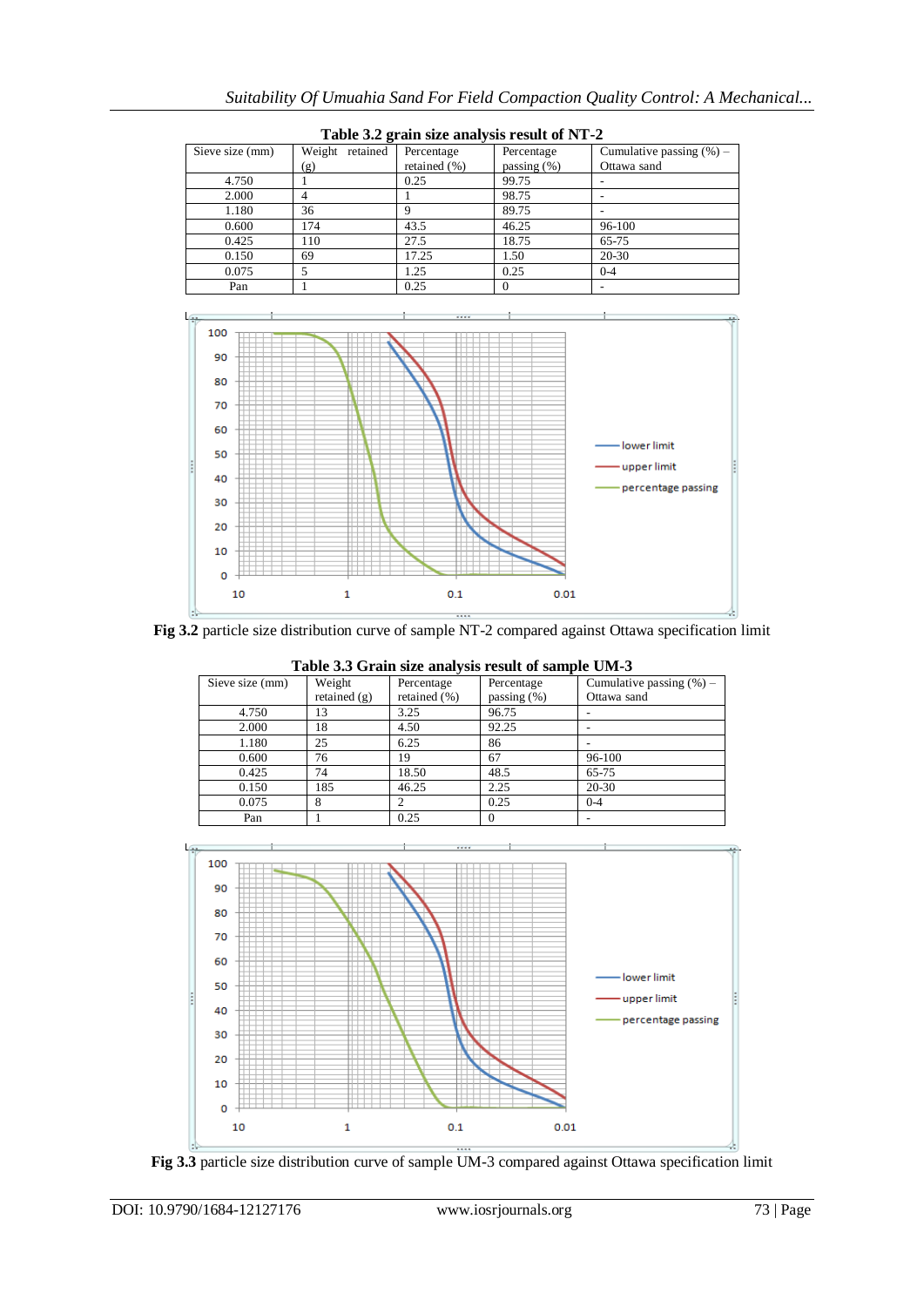**Table 3.2 grain size analysis result of NT-2**

| Sieve size (mm) | Weight retained (g) | Percentage retained (%) | Percentage passing (%) | Cumulative passing (%) – Ottawa sand |
|---|---|---|---|---|
| 4.750 | 1 | 0.25 | 99.75 | - |
| 2.000 | 4 | 1 | 98.75 | - |
| 1.180 | 36 | 9 | 89.75 | - |
| 0.600 | 174 | 43.5 | 46.25 | 96-100 |
| 0.425 | 110 | 27.5 | 18.75 | 65-75 |
| 0.150 | 69 | 17.25 | 1.50 | 20-30 |
| 0.075 | 5 | 1.25 | 0.25 | 0-4 |
| Pan | 1 | 0.25 | 0 | - |

**Fig 3.2** particle size distribution curve of sample NT-2 compared against Ottawa specification limit

**Table 3.3 Grain size analysis result of sample UM-3**

| Sieve size (mm) | Weight retained (g) | Percentage retained (%) | Percentage passing (%) | Cumulative passing (%) – Ottawa sand |
|---|---|---|---|---|
| 4.750 | 13 | 3.25 | 96.75 | - |
| 2.000 | 18 | 4.50 | 92.25 | - |
| 1.180 | 25 | 6.25 | 86 | - |
| 0.600 | 76 | 19 | 67 | 96-100 |
| 0.425 | 74 | 18.50 | 48.5 | 65-75 |
| 0.150 | 185 | 46.25 | 2.25 | 20-30 |
| 0.075 | 8 | 2 | 0.25 | 0-4 |
| Pan | 1 | 0.25 | 0 | - |

**Fig 3.3** particle size distribution curve of sample UM-3 compared against Ottawa specification limit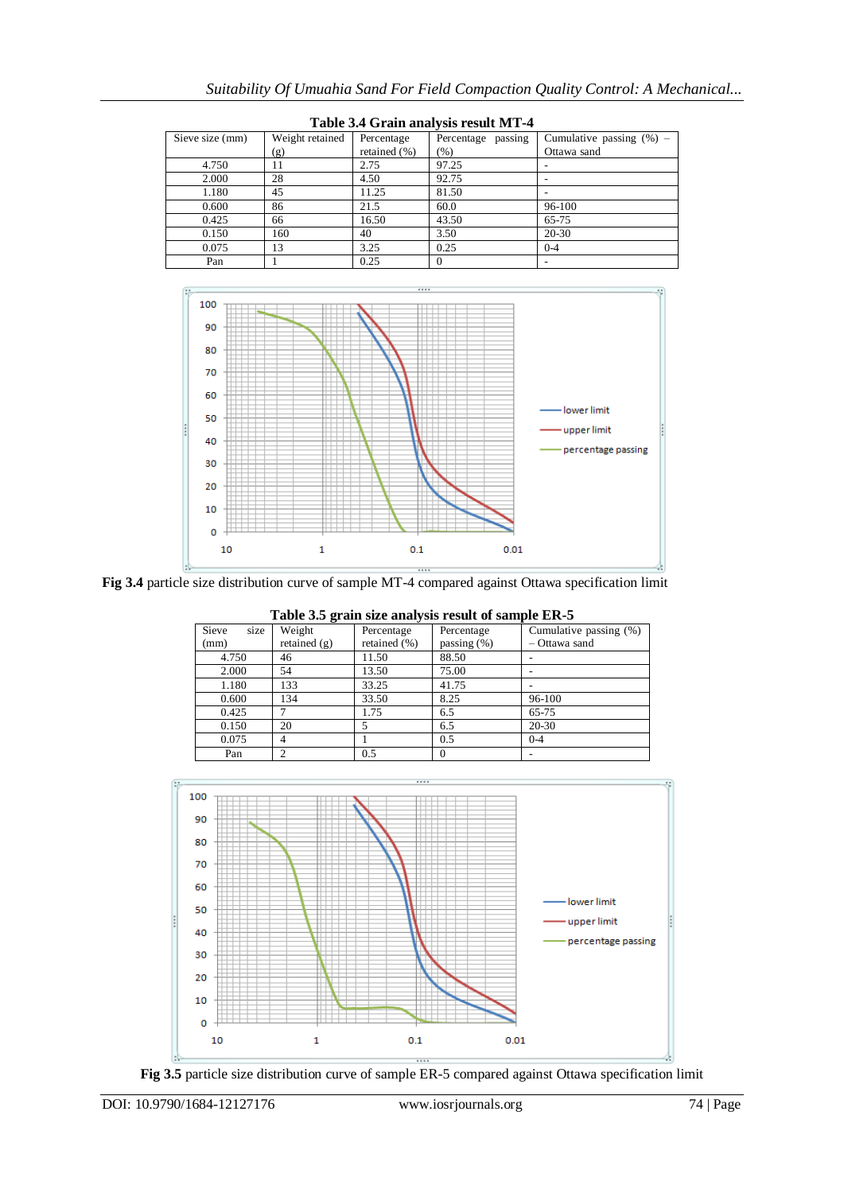**Table 3.4 Grain analysis result MT-4**

| Sieve size (mm) | Weight retained (g) | Percentage retained (%) | Percentage passing (%) | Cumulative passing (%) – Ottawa sand |
|---|---|---|---|---|
| 4.750 | 11 | 2.75 | 97.25 | - |
| 2.000 | 28 | 4.50 | 92.75 | - |
| 1.180 | 45 | 11.25 | 81.50 | - |
| 0.600 | 86 | 21.5 | 60.0 | 96-100 |
| 0.425 | 66 | 16.50 | 43.50 | 65-75 |
| 0.150 | 160 | 40 | 3.50 | 20-30 |
| 0.075 | 13 | 3.25 | 0.25 | 0-4 |
| Pan | 1 | 0.25 | 0 | - |

**Fig 3.4** particle size distribution curve of sample MT-4 compared against Ottawa specification limit

**Table 3.5 grain size analysis result of sample ER-5**

| Sieve size (mm) | Weight retained (g) | Percentage retained (%) | Percentage passing (%) | Cumulative passing (%) – Ottawa sand |
|---|---|---|---|---|
| 4.750 | 46 | 11.50 | 88.50 | - |
| 2.000 | 54 | 13.50 | 75.00 | - |
| 1.180 | 133 | 33.25 | 41.75 | - |
| 0.600 | 134 | 33.50 | 8.25 | 96-100 |
| 0.425 | 7 | 1.75 | 6.5 | 65-75 |
| 0.150 | 20 | 5 | 6.5 | 20-30 |
| 0.075 | 4 | 1 | 0.5 | 0-4 |
| Pan | 2 | 0.5 | 0 | - |

**Fig 3.5** particle size distribution curve of sample ER-5 compared against Ottawa specification limit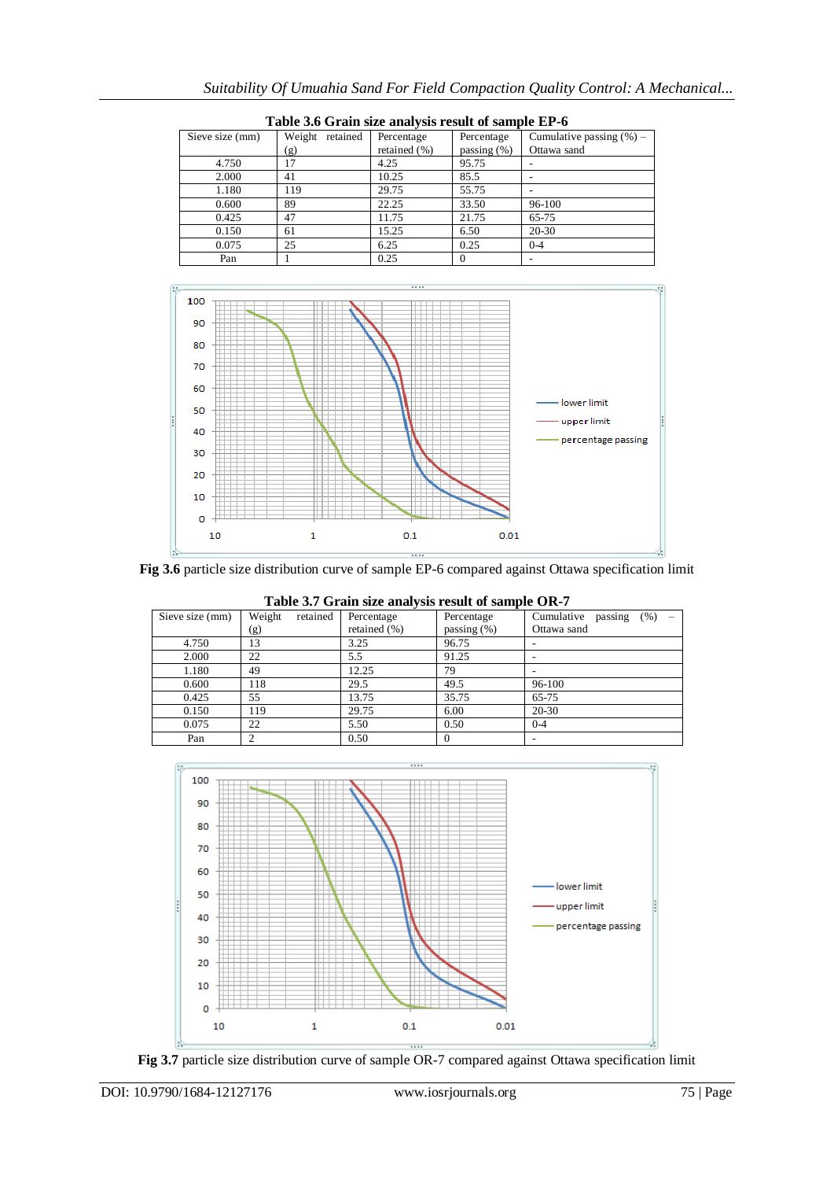**Table 3.6 Grain size analysis result of sample EP-6**

| Sieve size (mm) | Weight retained (g) | Percentage retained (%) | Percentage passing (%) | Cumulative passing (%) – Ottawa sand |
|---|---|---|---|---|
| 4.750 | 17 | 4.25 | 95.75 | - |
| 2.000 | 41 | 10.25 | 85.5 | - |
| 1.180 | 119 | 29.75 | 55.75 | - |
| 0.600 | 89 | 22.25 | 33.50 | 96-100 |
| 0.425 | 47 | 11.75 | 21.75 | 65-75 |
| 0.150 | 61 | 15.25 | 6.50 | 20-30 |
| 0.075 | 25 | 6.25 | 0.25 | 0-4 |
| Pan | 1 | 0.25 | 0 | - |

**Fig 3.6** particle size distribution curve of sample EP-6 compared against Ottawa specification limit

**Table 3.7 Grain size analysis result of sample OR-7**

| Sieve size (mm) | Weight retained (g) | Percentage retained (%) | Percentage passing (%) | Cumulative passing (%) – Ottawa sand |
|---|---|---|---|---|
| 4.750 | 13 | 3.25 | 96.75 | - |
| 2.000 | 22 | 5.5 | 91.25 | - |
| 1.180 | 49 | 12.25 | 79 | - |
| 0.600 | 118 | 29.5 | 49.5 | 96-100 |
| 0.425 | 55 | 13.75 | 35.75 | 65-75 |
| 0.150 | 119 | 29.75 | 6.00 | 20-30 |
| 0.075 | 22 | 5.50 | 0.50 | 0-4 |
| Pan | 2 | 0.50 | 0 | - |

**Fig 3.7** particle size distribution curve of sample OR-7 compared against Ottawa specification limit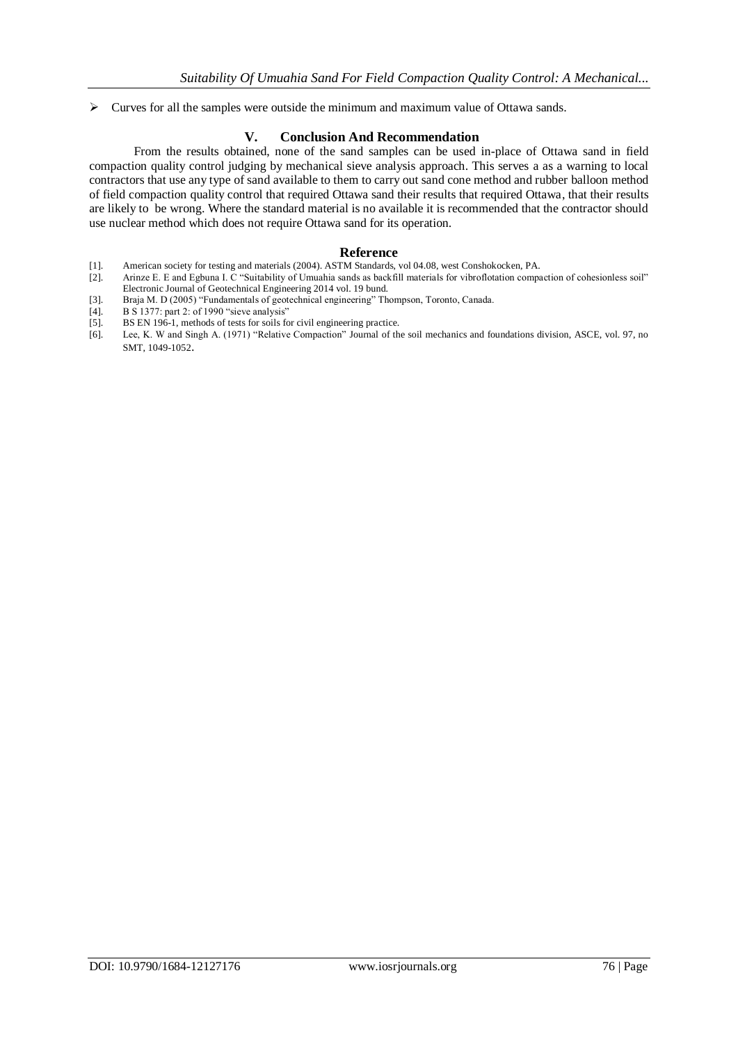- Curves for all the samples were outside the minimum and maximum value of Ottawa sands.

## V. Conclusion And Recommendation

From the results obtained, none of the sand samples can be used in-place of Ottawa sand in field compaction quality control judging by mechanical sieve analysis approach. This serves a as a warning to local contractors that use any type of sand available to them to carry out sand cone method and rubber balloon method of field compaction quality control that required Ottawa sand their results that required Ottawa, that their results are likely to be wrong. Where the standard material is no available it is recommended that the contractor should use nuclear method which does not require Ottawa sand for its operation.

## Reference

[1]. American society for testing and materials (2004). ASTM Standards, vol 04.08, west Conshokocken, PA.
[2]. Arinze E. E and Egbuna I. C "Suitability of Umuahia sands as backfill materials for vibroflotation compaction of cohesionless soil" Electronic Journal of Geotechnical Engineering 2014 vol. 19 bund.
[3]. Braja M. D (2005) "Fundamentals of geotechnical engineering" Thompson, Toronto, Canada.
[4]. B S 1377: part 2: of 1990 "sieve analysis"
[5]. BS EN 196-1, methods of tests for soils for civil engineering practice.
[6]. Lee, K. W and Singh A. (1971) "Relative Compaction" Journal of the soil mechanics and foundations division, ASCE, vol. 97, no SMT, 1049-1052.